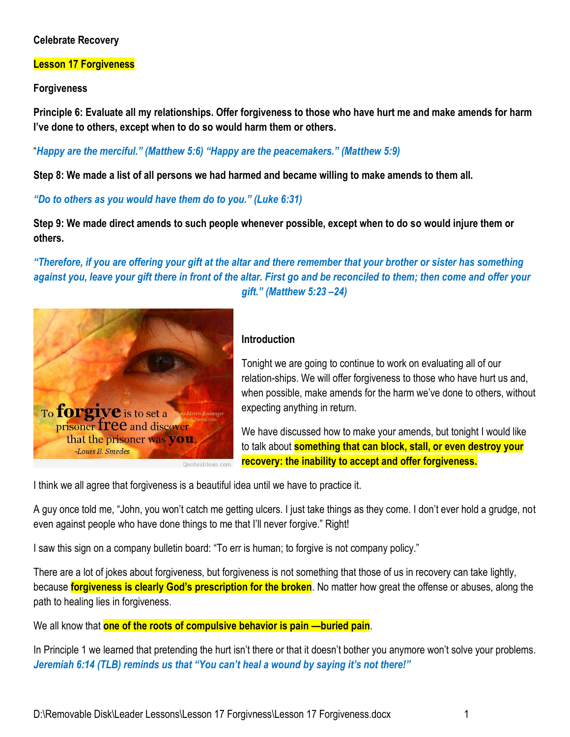**Celebrate Recovery**

**Lesson 17 Forgiveness**

**Forgiveness**

**Principle 6: Evaluate all my relationships. Offer forgiveness to those who have hurt me and make amends for harm I've done to others, except when to do so would harm them or others.**

"*Happy are the merciful." (Matthew 5:6) "Happy are the peacemakers." (Matthew 5:9)*

**Step 8: We made a list of all persons we had harmed and became willing to make amends to them all.**

*"Do to others as you would have them do to you." (Luke 6:31)*

**Step 9: We made direct amends to such people whenever possible, except when to do so would injure them or others.**

*"Therefore, if you are offering your gift at the altar and there remember that your brother or sister has something against you, leave your gift there in front of the altar. First go and be reconciled to them; then come and offer your gift." (Matthew 5:23 –24)*

**Introduction**

Tonight we are going to continue to work on evaluating all of our relation-ships. We will offer forgiveness to those who have hurt us and, when possible, make amends for the harm we've done to others, without expecting anything in return.

We have discussed how to make your amends, but tonight I would like to talk about **something that can block, stall, or even destroy your recovery: the inability to accept and offer forgiveness.**

I think we all agree that forgiveness is a beautiful idea until we have to practice it.

A guy once told me, "John, you won't catch me getting ulcers. I just take things as they come. I don't ever hold a grudge, not even against people who have done things to me that I'll never forgive." Right!

I saw this sign on a company bulletin board: "To err is human; to forgive is not company policy."

There are a lot of jokes about forgiveness, but forgiveness is not something that those of us in recovery can take lightly, because **forgiveness is clearly God's prescription for the broken**. No matter how great the offense or abuses, along the path to healing lies in forgiveness.

We all know that **one of the roots of compulsive behavior is pain —buried pain**.

In Principle 1 we learned that pretending the hurt isn't there or that it doesn't bother you anymore won't solve your problems. *Jeremiah 6:14 (TLB) reminds us that "You can't heal a wound by saying it's not there!"*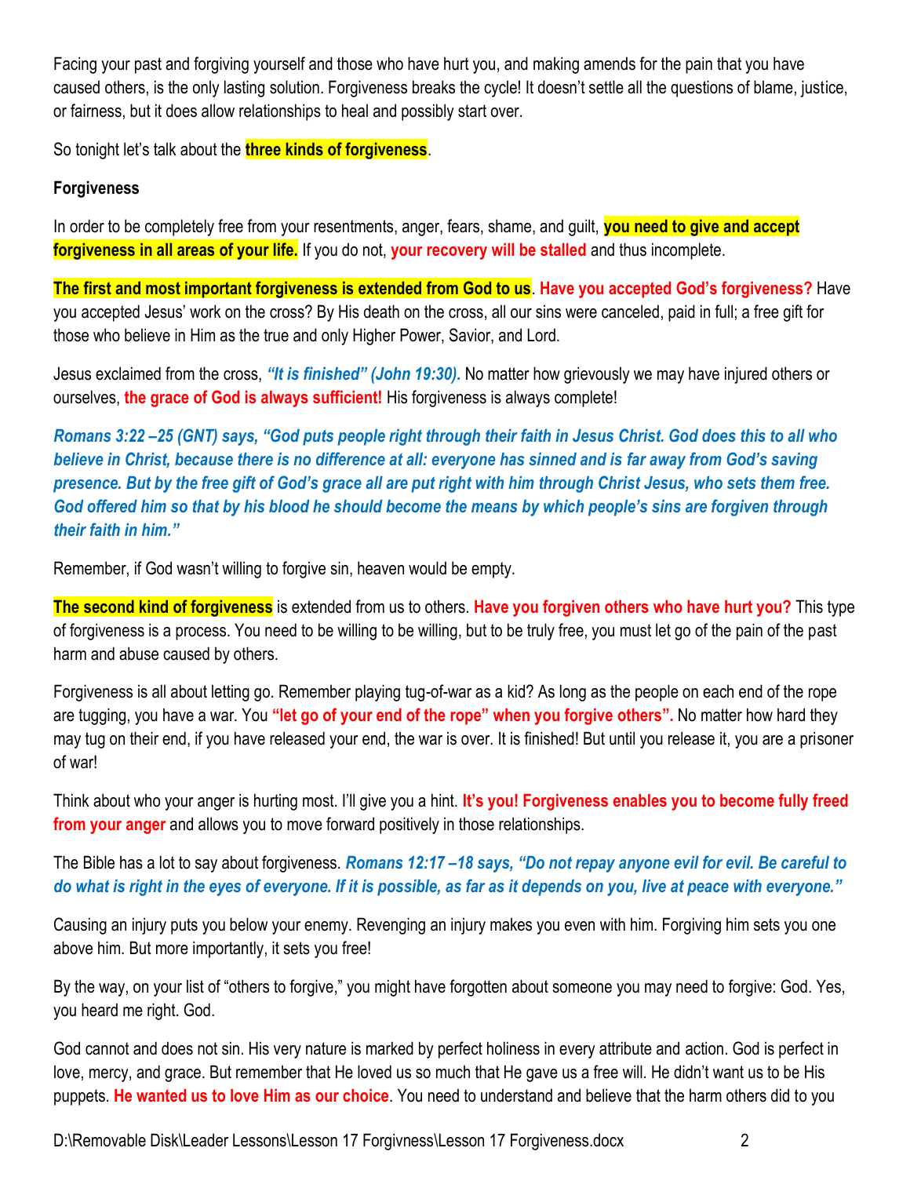Facing your past and forgiving yourself and those who have hurt you, and making amends for the pain that you have caused others, is the only lasting solution. Forgiveness breaks the cycle! It doesn't settle all the questions of blame, justice, or fairness, but it does allow relationships to heal and possibly start over.

So tonight let's talk about the **three kinds of forgiveness**.

**Forgiveness**

In order to be completely free from your resentments, anger, fears, shame, and guilt, **you need to give and accept forgiveness in all areas of your life.** If you do not, **your recovery will be stalled** and thus incomplete.

**The first and most important forgiveness is extended from God to us**. **Have you accepted God's forgiveness?** Have you accepted Jesus' work on the cross? By His death on the cross, all our sins were canceled, paid in full; a free gift for those who believe in Him as the true and only Higher Power, Savior, and Lord.

Jesus exclaimed from the cross, ***"It is finished" (John 19:30).*** No matter how grievously we may have injured others or ourselves, **the grace of God is always sufficient!** His forgiveness is always complete!

***Romans 3:22 –25 (GNT) says, "God puts people right through their faith in Jesus Christ. God does this to all who believe in Christ, because there is no difference at all: everyone has sinned and is far away from God's saving presence. But by the free gift of God's grace all are put right with him through Christ Jesus, who sets them free. God offered him so that by his blood he should become the means by which people's sins are forgiven through their faith in him."***

Remember, if God wasn't willing to forgive sin, heaven would be empty.

**The second kind of forgiveness** is extended from us to others. **Have you forgiven others who have hurt you?** This type of forgiveness is a process. You need to be willing to be willing, but to be truly free, you must let go of the pain of the past harm and abuse caused by others.

Forgiveness is all about letting go. Remember playing tug-of-war as a kid? As long as the people on each end of the rope are tugging, you have a war. You **"let go of your end of the rope" when you forgive others".** No matter how hard they may tug on their end, if you have released your end, the war is over. It is finished! But until you release it, you are a prisoner of war!

Think about who your anger is hurting most. I'll give you a hint. **It's you! Forgiveness enables you to become fully freed from your anger** and allows you to move forward positively in those relationships.

The Bible has a lot to say about forgiveness. ***Romans 12:17 –18 says, "Do not repay anyone evil for evil. Be careful to do what is right in the eyes of everyone. If it is possible, as far as it depends on you, live at peace with everyone."***

Causing an injury puts you below your enemy. Revenging an injury makes you even with him. Forgiving him sets you one above him. But more importantly, it sets you free!

By the way, on your list of "others to forgive," you might have forgotten about someone you may need to forgive: God. Yes, you heard me right. God.

God cannot and does not sin. His very nature is marked by perfect holiness in every attribute and action. God is perfect in love, mercy, and grace. But remember that He loved us so much that He gave us a free will. He didn't want us to be His puppets. **He wanted us to love Him as our choice**. You need to understand and believe that the harm others did to you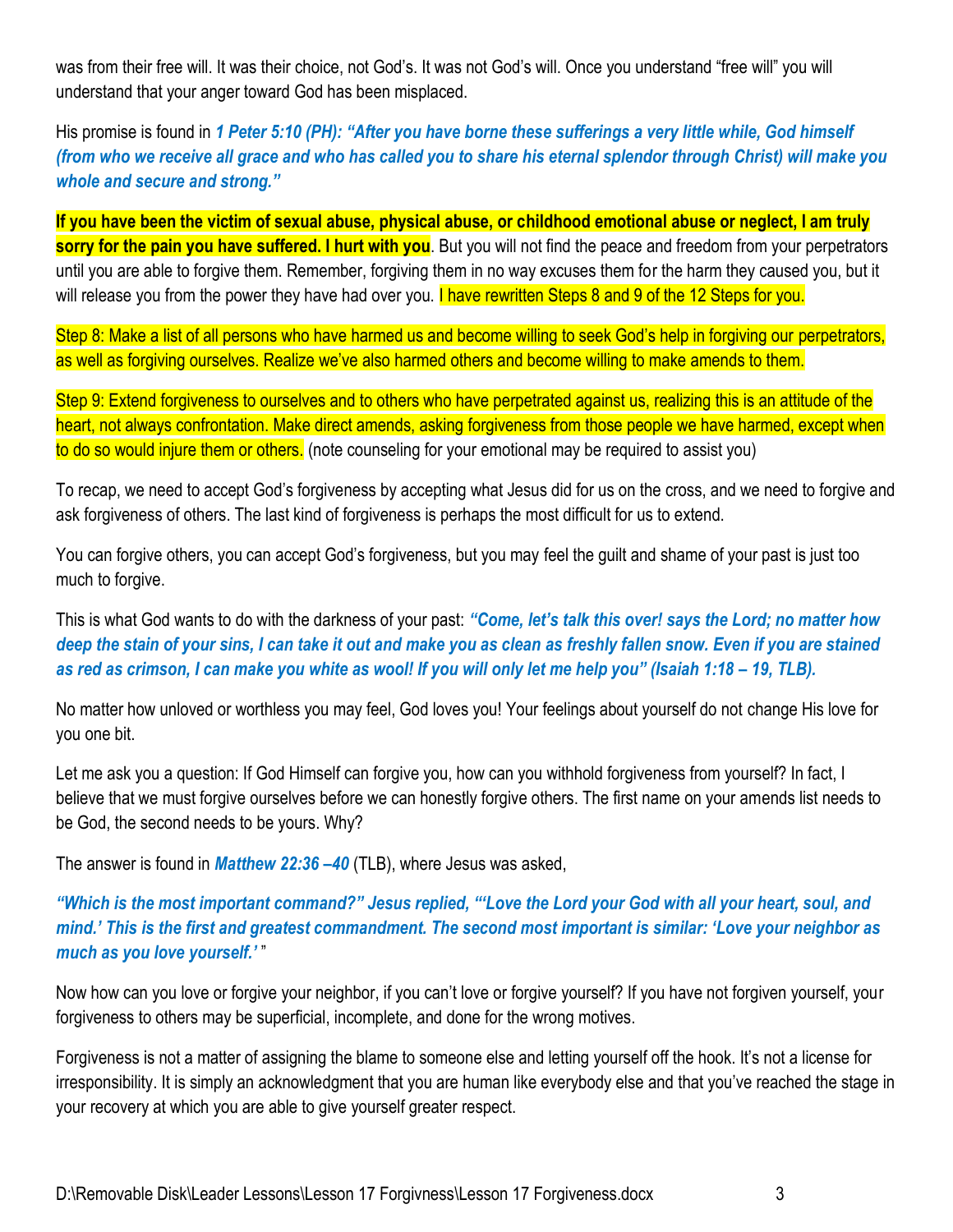was from their free will. It was their choice, not God's. It was not God's will. Once you understand "free will" you will understand that your anger toward God has been misplaced.

His promise is found in ***1 Peter 5:10 (PH): "After you have borne these sufferings a very little while, God himself (from who we receive all grace and who has called you to share his eternal splendor through Christ) will make you whole and secure and strong."***

**If you have been the victim of sexual abuse, physical abuse, or childhood emotional abuse or neglect, I am truly sorry for the pain you have suffered. I hurt with you**. But you will not find the peace and freedom from your perpetrators until you are able to forgive them. Remember, forgiving them in no way excuses them for the harm they caused you, but it will release you from the power they have had over you. I have rewritten Steps 8 and 9 of the 12 Steps for you.

Step 8: Make a list of all persons who have harmed us and become willing to seek God's help in forgiving our perpetrators, as well as forgiving ourselves. Realize we've also harmed others and become willing to make amends to them.

Step 9: Extend forgiveness to ourselves and to others who have perpetrated against us, realizing this is an attitude of the heart, not always confrontation. Make direct amends, asking forgiveness from those people we have harmed, except when to do so would injure them or others. (note counseling for your emotional may be required to assist you)

To recap, we need to accept God's forgiveness by accepting what Jesus did for us on the cross, and we need to forgive and ask forgiveness of others. The last kind of forgiveness is perhaps the most difficult for us to extend.

You can forgive others, you can accept God's forgiveness, but you may feel the guilt and shame of your past is just too much to forgive.

This is what God wants to do with the darkness of your past: ***"Come, let's talk this over! says the Lord; no matter how deep the stain of your sins, I can take it out and make you as clean as freshly fallen snow. Even if you are stained as red as crimson, I can make you white as wool! If you will only let me help you" (Isaiah 1:18 – 19, TLB).***

No matter how unloved or worthless you may feel, God loves you! Your feelings about yourself do not change His love for you one bit.

Let me ask you a question: If God Himself can forgive you, how can you withhold forgiveness from yourself? In fact, I believe that we must forgive ourselves before we can honestly forgive others. The first name on your amends list needs to be God, the second needs to be yours. Why?

The answer is found in ***Matthew 22:36 –40*** (TLB), where Jesus was asked,

***"Which is the most important command?" Jesus replied, "'Love the Lord your God with all your heart, soul, and mind.' This is the first and greatest commandment. The second most important is similar: 'Love your neighbor as much as you love yourself.'"***

Now how can you love or forgive your neighbor, if you can't love or forgive yourself? If you have not forgiven yourself, your forgiveness to others may be superficial, incomplete, and done for the wrong motives.

Forgiveness is not a matter of assigning the blame to someone else and letting yourself off the hook. It's not a license for irresponsibility. It is simply an acknowledgment that you are human like everybody else and that you've reached the stage in your recovery at which you are able to give yourself greater respect.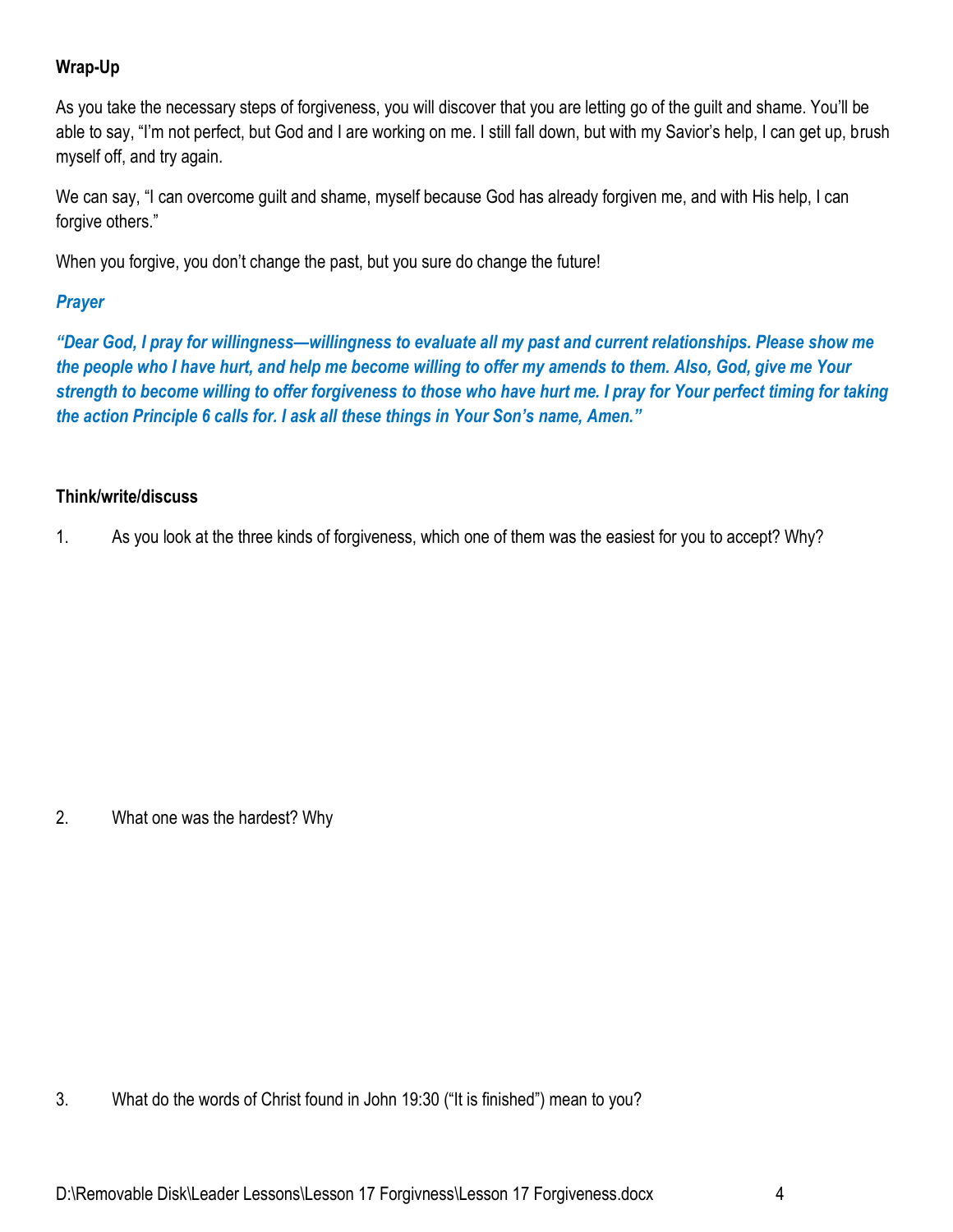**Wrap-Up**

As you take the necessary steps of forgiveness, you will discover that you are letting go of the guilt and shame. You'll be able to say, "I'm not perfect, but God and I are working on me. I still fall down, but with my Savior's help, I can get up, brush myself off, and try again.

We can say, "I can overcome guilt and shame, myself because God has already forgiven me, and with His help, I can forgive others."

When you forgive, you don't change the past, but you sure do change the future!

***Prayer***

***"Dear God, I pray for willingness—willingness to evaluate all my past and current relationships. Please show me the people who I have hurt, and help me become willing to offer my amends to them. Also, God, give me Your strength to become willing to offer forgiveness to those who have hurt me. I pray for Your perfect timing for taking the action Principle 6 calls for. I ask all these things in Your Son's name, Amen."***

**Think/write/discuss**

1. As you look at the three kinds of forgiveness, which one of them was the easiest for you to accept? Why?

2. What one was the hardest? Why

3. What do the words of Christ found in John 19:30 ("It is finished") mean to you?

D:\Removable Disk\Leader Lessons\Lesson 17 Forgivness\Lesson 17 Forgiveness.docx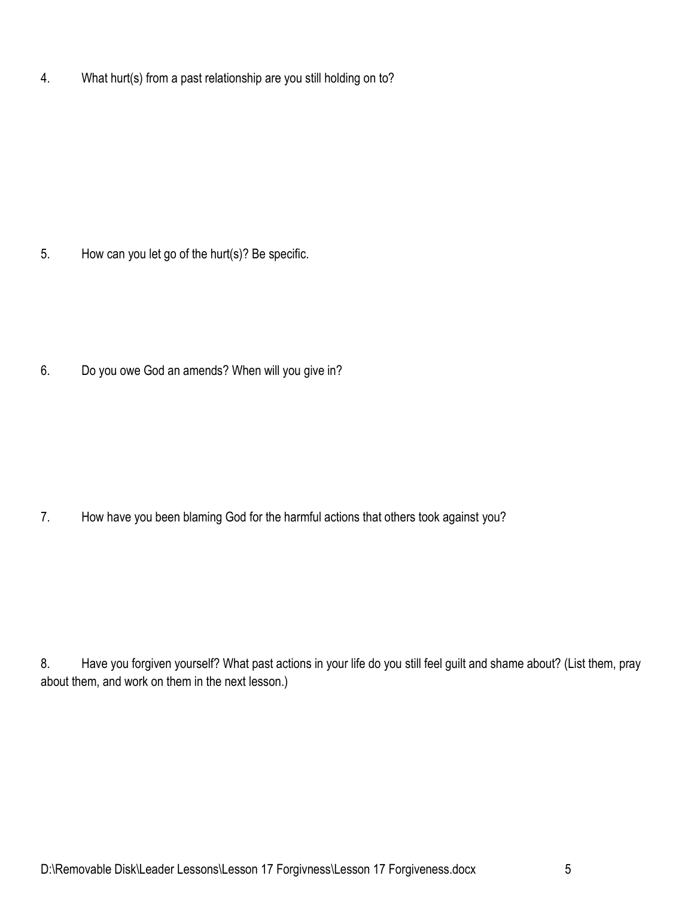4. What hurt(s) from a past relationship are you still holding on to?

5. How can you let go of the hurt(s)? Be specific.

6. Do you owe God an amends? When will you give in?

7. How have you been blaming God for the harmful actions that others took against you?

8. Have you forgiven yourself? What past actions in your life do you still feel guilt and shame about? (List them, pray about them, and work on them in the next lesson.)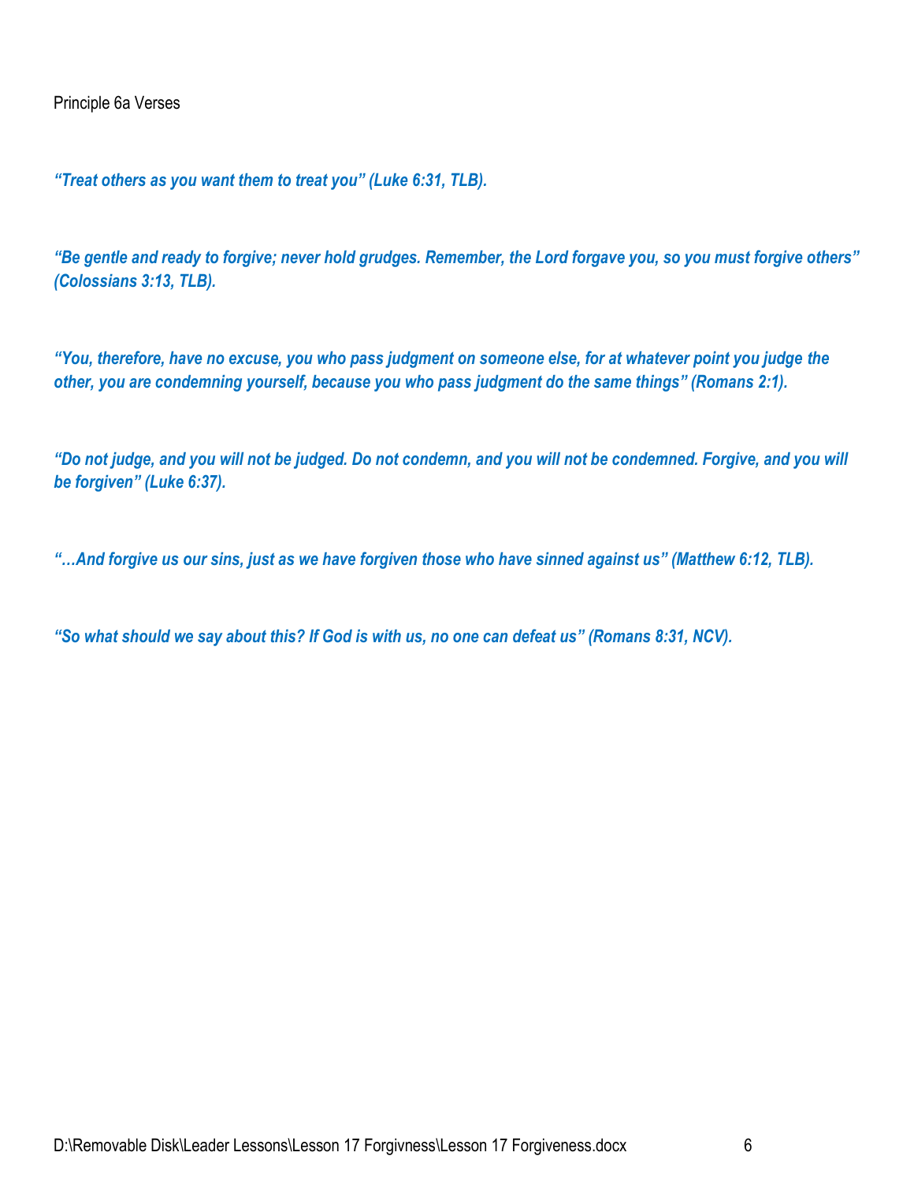Principle 6a Verses

***"Treat others as you want them to treat you" (Luke 6:31, TLB).***

***"Be gentle and ready to forgive; never hold grudges. Remember, the Lord forgave you, so you must forgive others" (Colossians 3:13, TLB).***

***"You, therefore, have no excuse, you who pass judgment on someone else, for at whatever point you judge the other, you are condemning yourself, because you who pass judgment do the same things" (Romans 2:1).***

***"Do not judge, and you will not be judged. Do not condemn, and you will not be condemned. Forgive, and you will be forgiven" (Luke 6:37).***

***"…And forgive us our sins, just as we have forgiven those who have sinned against us" (Matthew 6:12, TLB).***

***"So what should we say about this? If God is with us, no one can defeat us" (Romans 8:31, NCV).***